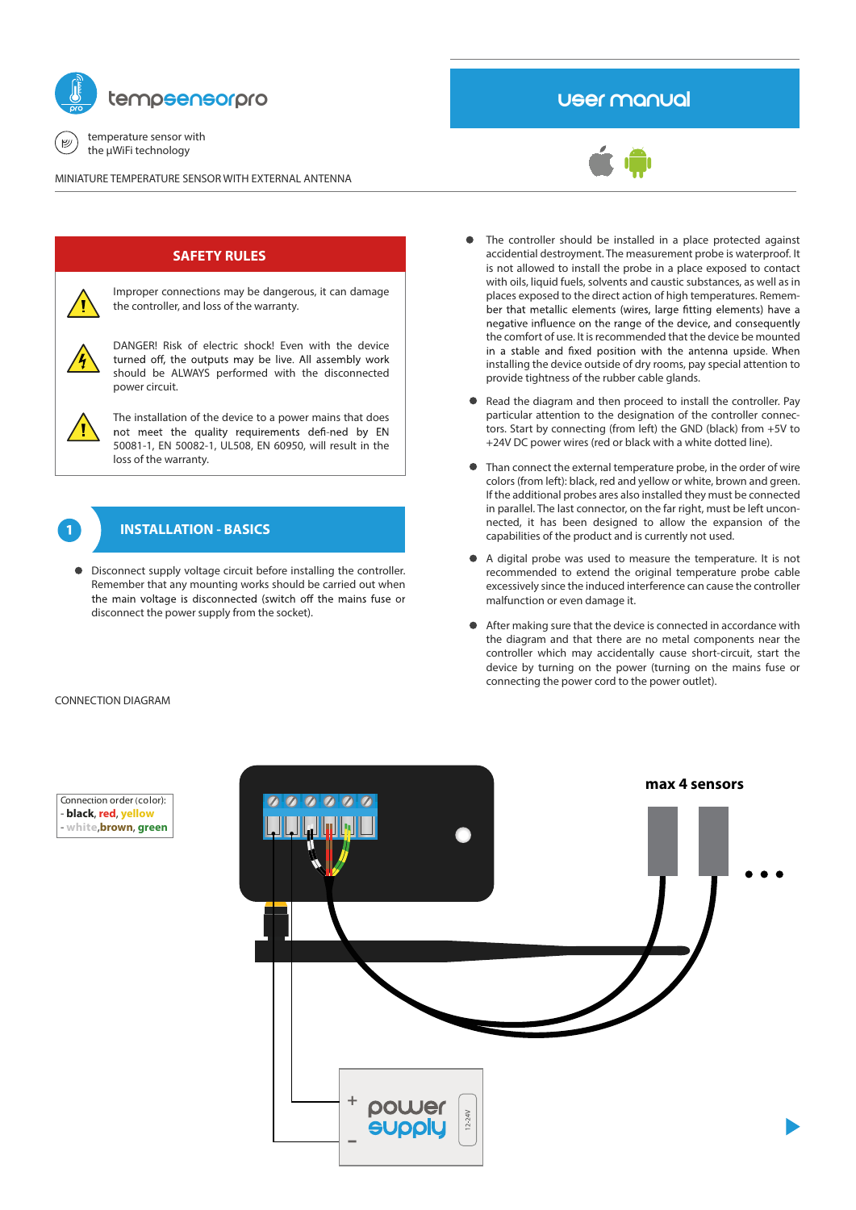tempsensorpro

temperature sensor with the µWiFi technology

MINIATURE TEMPERATURE SENSOR WITH EXTERNAL ANTENNA

# user manual

## SAFETY RULES

Improper connections may be dangerous, it can damage the controller, and loss of the warranty.

DANGER! Risk of electric shock! Even with the device turned off, the outputs may be live. All assembly work should be ALWAYS performed with the disconnected power circuit.

The installation of the device to a power mains that does not meet the quality requirements defi-ned by EN 50081-1, EN 50082-1, UL508, EN 60950, will result in the loss of the warranty.

## 1 INSTALLATION - BASICS

- Disconnect supply voltage circuit before installing the controller. Remember that any mounting works should be carried out when the main voltage is disconnected (switch off the mains fuse or disconnect the power supply from the socket).
- The controller should be installed in a place protected against accidental destroyment. The measurement probe is waterproof. It is not allowed to install the probe in a place exposed to contact with oils, liquid fuels, solvents and caustic substances, as well as in places exposed to the direct action of high temperatures. Remember that metallic elements (wires, large fitting elements) have a negative influence on the range of the device, and consequently the comfort of use. It is recommended that the device be mounted in a stable and fixed position with the antenna upside. When installing the device outside of dry rooms, pay special attention to provide tightness of the rubber cable glands.
- Read the diagram and then proceed to install the controller. Pay particular attention to the designation of the controller connectors. Start by connecting (from left) the GND (black) from +5V to +24V DC power wires (red or black with a white dotted line).
- Than connect the external temperature probe, in the order of wire colors (from left): black, red and yellow or white, brown and green. If the additional probes ares also installed they must be connected in parallel. The last connector, on the far right, must be left unconnected, it has been designed to allow the expansion of the capabilities of the product and is currently not used.
- A digital probe was used to measure the temperature. It is not recommended to extend the original temperature probe cable excessively since the induced interference can cause the controller malfunction or even damage it.
- After making sure that the device is connected in accordance with the diagram and that there are no metal components near the controller which may accidentally cause short-circuit, start the device by turning on the power (turning on the mains fuse or connecting the power cord to the power outlet).

CONNECTION DIAGRAM

Connection order (color):
- black, red, yellow
- white, brown, green

max 4 sensors

power supply 12-24V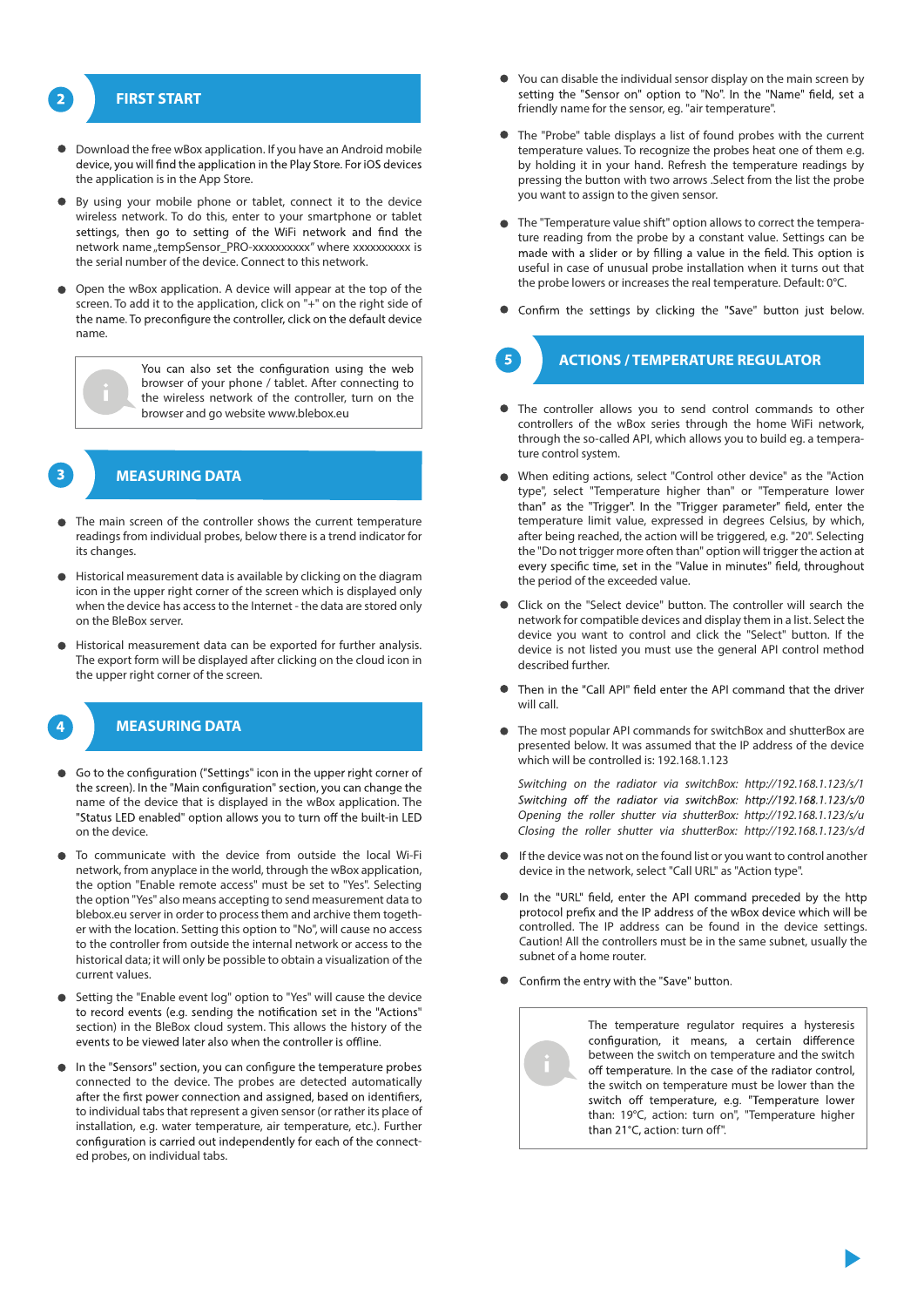## 2 FIRST START

- Download the free wBox application. If you have an Android mobile device, you will find the application in the Play Store. For iOS devices the application is in the App Store.
- By using your mobile phone or tablet, connect it to the device wireless network. To do this, enter to your smartphone or tablet settings, then go to setting of the WiFi network and find the network name „tempSensor_PRO-xxxxxxxxxx" where xxxxxxxxxx is the serial number of the device. Connect to this network.
- Open the wBox application. A device will appear at the top of the screen. To add it to the application, click on "+" on the right side of the name. To preconfigure the controller, click on the default device name.

> You can also set the configuration using the web browser of your phone / tablet. After connecting to the wireless network of the controller, turn on the browser and go website www.blebox.eu

## 3 MEASURING DATA

- The main screen of the controller shows the current temperature readings from individual probes, below there is a trend indicator for its changes.
- Historical measurement data is available by clicking on the diagram icon in the upper right corner of the screen which is displayed only when the device has access to the Internet - the data are stored only on the BleBox server.
- Historical measurement data can be exported for further analysis. The export form will be displayed after clicking on the cloud icon in the upper right corner of the screen.

## 4 MEASURING DATA

- Go to the configuration ("Settings" icon in the upper right corner of the screen). In the "Main configuration" section, you can change the name of the device that is displayed in the wBox application. The "Status LED enabled" option allows you to turn off the built-in LED on the device.
- To communicate with the device from outside the local Wi-Fi network, from anyplace in the world, through the wBox application, the option "Enable remote access" must be set to "Yes". Selecting the option "Yes" also means accepting to send measurement data to blebox.eu server in order to process them and archive them together with the location. Setting this option to "No", will cause no access to the controller from outside the internal network or access to the historical data; it will only be possible to obtain a visualization of the current values.
- Setting the "Enable event log" option to "Yes" will cause the device to record events (e.g. sending the notification set in the "Actions" section) in the BleBox cloud system. This allows the history of the events to be viewed later also when the controller is offline.
- In the "Sensors" section, you can configure the temperature probes connected to the device. The probes are detected automatically after the first power connection and assigned, based on identifiers, to individual tabs that represent a given sensor (or rather its place of installation, e.g. water temperature, air temperature, etc.). Further configuration is carried out independently for each of the connected probes, on individual tabs.
- You can disable the individual sensor display on the main screen by setting the "Sensor on" option to "No". In the "Name" field, set a friendly name for the sensor, eg. "air temperature".
- The "Probe" table displays a list of found probes with the current temperature values. To recognize the probes heat one of them e.g. by holding it in your hand. Refresh the temperature readings by pressing the button with two arrows .Select from the list the probe you want to assign to the given sensor.
- The "Temperature value shift" option allows to correct the temperature reading from the probe by a constant value. Settings can be made with a slider or by filling a value in the field. This option is useful in case of unusual probe installation when it turns out that the probe lowers or increases the real temperature. Default: 0°C.
- Confirm the settings by clicking the "Save" button just below.

## 5 ACTIONS / TEMPERATURE REGULATOR

- The controller allows you to send control commands to other controllers of the wBox series through the home WiFi network, through the so-called API, which allows you to build eg. a temperature control system.
- When editing actions, select "Control other device" as the "Action type", select "Temperature higher than" or "Temperature lower than" as the "Trigger". In the "Trigger parameter" field, enter the temperature limit value, expressed in degrees Celsius, by which, after being reached, the action will be triggered, e.g. "20". Selecting the "Do not trigger more often than" option will trigger the action at every specific time, set in the "Value in minutes" field, throughout the period of the exceeded value.
- Click on the "Select device" button. The controller will search the network for compatible devices and display them in a list. Select the device you want to control and click the "Select" button. If the device is not listed you must use the general API control method described further.
- Then in the "Call API" field enter the API command that the driver will call.
- The most popular API commands for switchBox and shutterBox are presented below. It was assumed that the IP address of the device which will be controlled is: 192.168.1.123

  *Switching on the radiator via switchBox: http://192.168.1.123/s/1*
  *Switching off the radiator via switchBox: http://192.168.1.123/s/0*
  *Opening the roller shutter via shutterBox: http://192.168.1.123/s/u*
  *Closing the roller shutter via shutterBox: http://192.168.1.123/s/d*

- If the device was not on the found list or you want to control another device in the network, select "Call URL" as "Action type".
- In the "URL" field, enter the API command preceded by the http protocol prefix and the IP address of the wBox device which will be controlled. The IP address can be found in the device settings. Caution! All the controllers must be in the same subnet, usually the subnet of a home router.
- Confirm the entry with the "Save" button.

> The temperature regulator requires a hysteresis configuration, it means, a certain difference between the switch on temperature and the switch off temperature. In the case of the radiator control, the switch on temperature must be lower than the switch off temperature, e.g. "Temperature lower than: 19°C, action: turn on", "Temperature higher than 21°C, action: turn off".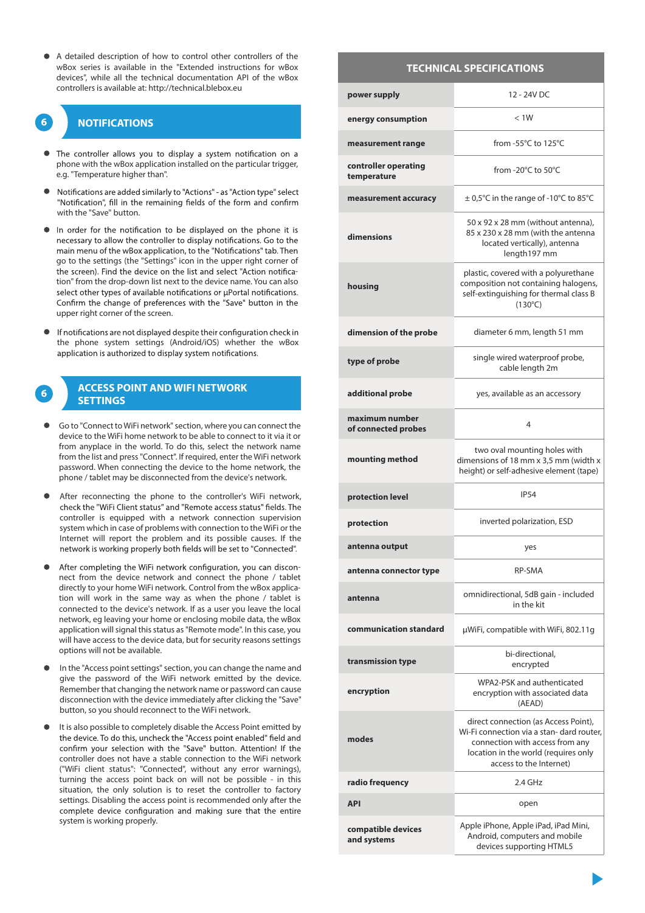- A detailed description of how to control other controllers of the wBox series is available in the "Extended instructions for wBox devices", while all the technical documentation API of the wBox controllers is available at: http://technical.blebox.eu

## 6 NOTIFICATIONS

- The controller allows you to display a system notification on a phone with the wBox application installed on the particular trigger, e.g. "Temperature higher than".
- Notifications are added similarly to "Actions" - as "Action type" select "Notification", fill in the remaining fields of the form and confirm with the "Save" button.
- In order for the notification to be displayed on the phone it is necessary to allow the controller to display notifications. Go to the main menu of the wBox application, to the "Notifications" tab. Then go to the settings (the "Settings" icon in the upper right corner of the screen). Find the device on the list and select "Action notification" from the drop-down list next to the device name. You can also select other types of available notifications or µPortal notifications. Confirm the change of preferences with the "Save" button in the upper right corner of the screen.
- If notifications are not displayed despite their configuration check in the phone system settings (Android/iOS) whether the wBox application is authorized to display system notifications.

## 6 ACCESS POINT AND WIFI NETWORK SETTINGS

- Go to "Connect to WiFi network" section, where you can connect the device to the WiFi home network to be able to connect to it via it or from anyplace in the world. To do this, select the network name from the list and press "Connect". If required, enter the WiFi network password. When connecting the device to the home network, the phone / tablet may be disconnected from the device's network.
- After reconnecting the phone to the controller's WiFi network, check the "WiFi Client status" and "Remote access status" fields. The controller is equipped with a network connection supervision system which in case of problems with connection to the WiFi or the Internet will report the problem and its possible causes. If the network is working properly both fields will be set to "Connected".
- After completing the WiFi network configuration, you can disconnect from the device network and connect the phone / tablet directly to your home WiFi network. Control from the wBox application will work in the same way as when the phone / tablet is connected to the device's network. If as a user you leave the local network, eg leaving your home or enclosing mobile data, the wBox application will signal this status as "Remote mode". In this case, you will have access to the device data, but for security reasons settings options will not be available.
- In the "Access point settings" section, you can change the name and give the password of the WiFi network emitted by the device. Remember that changing the network name or password can cause disconnection with the device immediately after clicking the "Save" button, so you should reconnect to the WiFi network.
- It is also possible to completely disable the Access Point emitted by the device. To do this, uncheck the "Access point enabled" field and confirm your selection with the "Save" button. Attention! If the controller does not have a stable connection to the WiFi network ("WiFi client status": "Connected", without any error warnings), turning the access point back on will not be possible - in this situation, the only solution is to reset the controller to factory settings. Disabling the access point is recommended only after the complete device configuration and making sure that the entire system is working properly.

## TECHNICAL SPECIFICATIONS

| | |
|---|---|
| **power supply** | 12 - 24V DC |
| **energy consumption** | < 1W |
| **measurement range** | from -55°C to 125°C |
| **controller operating temperature** | from -20°C to 50°C |
| **measurement accuracy** | ± 0,5°C in the range of -10°C to 85°C |
| **dimensions** | 50 x 92 x 28 mm (without antenna), 85 x 230 x 28 mm (with the antenna located vertically), antenna length197 mm |
| **housing** | plastic, covered with a polyurethane composition not containing halogens, self-extinguishing for thermal class B (130°C) |
| **dimension of the probe** | diameter 6 mm, length 51 mm |
| **type of probe** | single wired waterproof probe, cable length 2m |
| **additional probe** | yes, available as an accessory |
| **maximum number of connected probes** | 4 |
| **mounting method** | two oval mounting holes with dimensions of 18 mm x 3,5 mm (width x height) or self-adhesive element (tape) |
| **protection level** | IP54 |
| **protection** | inverted polarization, ESD |
| **antenna output** | yes |
| **antenna connector type** | RP-SMA |
| **antenna** | omnidirectional, 5dB gain - included in the kit |
| **communication standard** | µWiFi, compatible with WiFi, 802.11g |
| **transmission type** | bi-directional, encrypted |
| **encryption** | WPA2-PSK and authenticated encryption with associated data (AEAD) |
| **modes** | direct connection (as Access Point), Wi-Fi connection via a stan- dard router, connection with access from any location in the world (requires only access to the Internet) |
| **radio frequency** | 2.4 GHz |
| **API** | open |
| **compatible devices and systems** | Apple iPhone, Apple iPad, iPad Mini, Android, computers and mobile devices supporting HTML5 |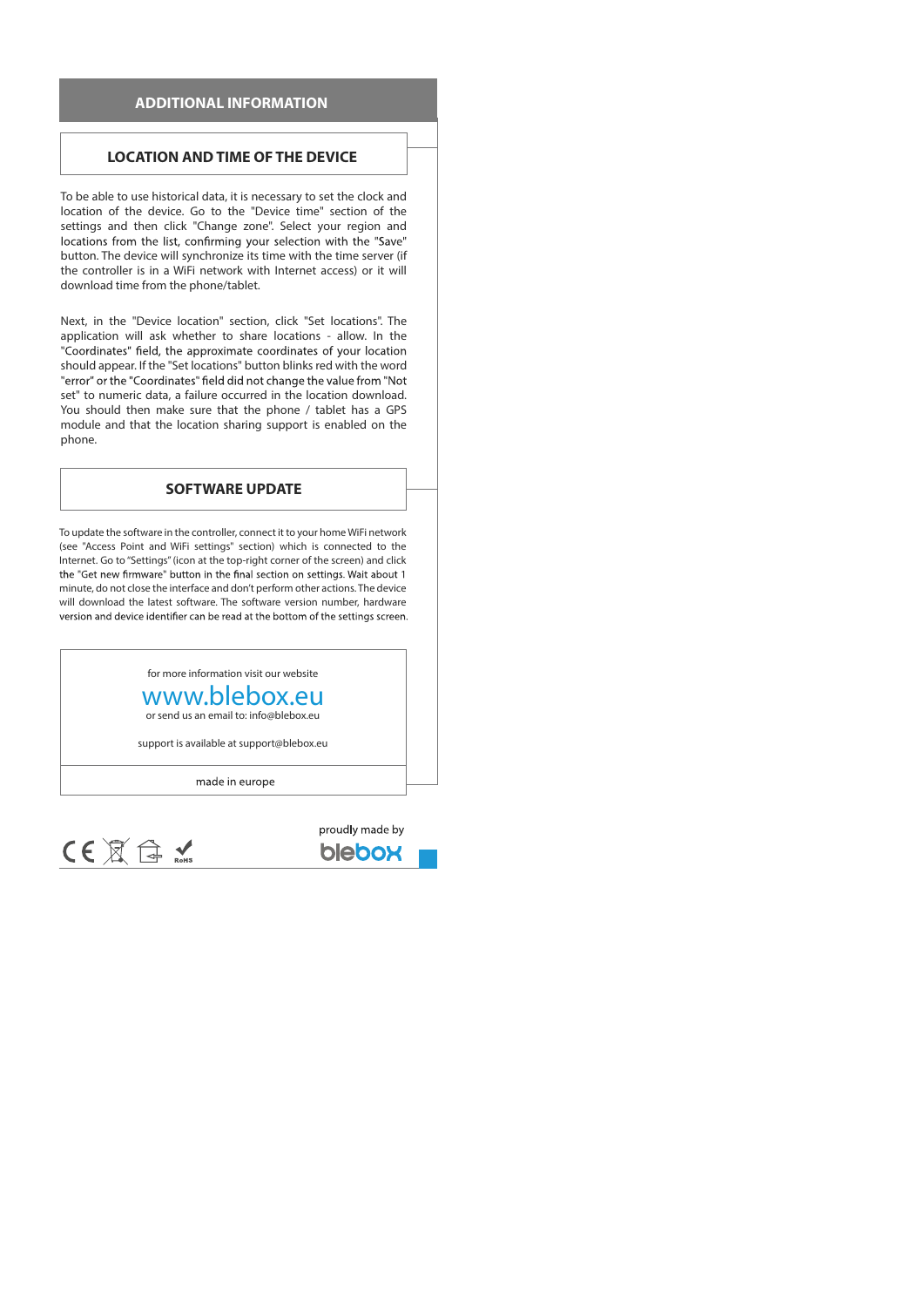## ADDITIONAL INFORMATION

### LOCATION AND TIME OF THE DEVICE

To be able to use historical data, it is necessary to set the clock and location of the device. Go to the "Device time" section of the settings and then click "Change zone". Select your region and locations from the list, confirming your selection with the "Save" button. The device will synchronize its time with the time server (if the controller is in a WiFi network with Internet access) or it will download time from the phone/tablet.

Next, in the "Device location" section, click "Set locations". The application will ask whether to share locations - allow. In the "Coordinates" field, the approximate coordinates of your location should appear. If the "Set locations" button blinks red with the word "error" or the "Coordinates" field did not change the value from "Not set" to numeric data, a failure occurred in the location download. You should then make sure that the phone / tablet has a GPS module and that the location sharing support is enabled on the phone.

### SOFTWARE UPDATE

To update the software in the controller, connect it to your home WiFi network (see "Access Point and WiFi settings" section) which is connected to the Internet. Go to "Settings" (icon at the top-right corner of the screen) and click the "Get new firmware" button in the final section on settings. Wait about 1 minute, do not close the interface and don't perform other actions. The device will download the latest software. The software version number, hardware version and device identifier can be read at the bottom of the settings screen.

for more information visit our website

www.blebox.eu

or send us an email to: info@blebox.eu

support is available at support@blebox.eu

made in europe

RoHS

proudly made by

blebox